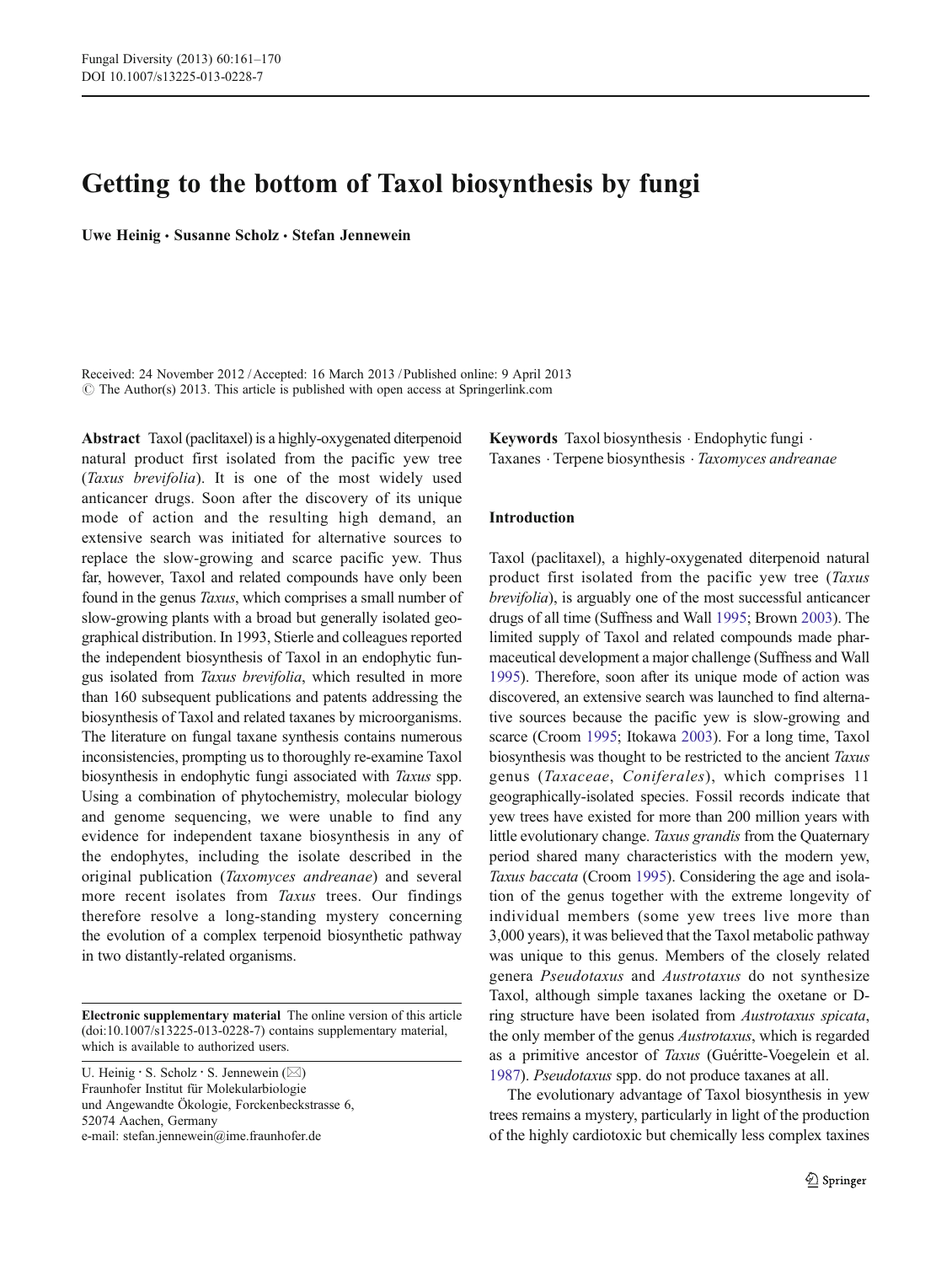# Getting to the bottom of Taxol biosynthesis by fungi

**Uwe Heinig · Susanne Scholz · Stefan Jennewein**

Received: 24 November 2012 / Accepted: 16 March 2013 / Published online: 9 April 2013
© The Author(s) 2013. This article is published with open access at Springerlink.com

**Abstract** Taxol (paclitaxel) is a highly-oxygenated diterpenoid natural product first isolated from the pacific yew tree (*Taxus brevifolia*). It is one of the most widely used anticancer drugs. Soon after the discovery of its unique mode of action and the resulting high demand, an extensive search was initiated for alternative sources to replace the slow-growing and scarce pacific yew. Thus far, however, Taxol and related compounds have only been found in the genus *Taxus*, which comprises a small number of slow-growing plants with a broad but generally isolated geographical distribution. In 1993, Stierle and colleagues reported the independent biosynthesis of Taxol in an endophytic fungus isolated from *Taxus brevifolia*, which resulted in more than 160 subsequent publications and patents addressing the biosynthesis of Taxol and related taxanes by microorganisms. The literature on fungal taxane synthesis contains numerous inconsistencies, prompting us to thoroughly re-examine Taxol biosynthesis in endophytic fungi associated with *Taxus* spp. Using a combination of phytochemistry, molecular biology and genome sequencing, we were unable to find any evidence for independent taxane biosynthesis in any of the endophytes, including the isolate described in the original publication (*Taxomyces andreanae*) and several more recent isolates from *Taxus* trees. Our findings therefore resolve a long-standing mystery concerning the evolution of a complex terpenoid biosynthetic pathway in two distantly-related organisms.

**Keywords** Taxol biosynthesis · Endophytic fungi · Taxanes · Terpene biosynthesis · *Taxomyces andreanae*

**Electronic supplementary material** The online version of this article (doi:10.1007/s13225-013-0228-7) contains supplementary material, which is available to authorized users.

U. Heinig · S. Scholz · S. Jennewein (✉)
Fraunhofer Institut für Molekularbiologie
und Angewandte Ökologie, Forckenbeckstrasse 6,
52074 Aachen, Germany
e-mail: stefan.jennewein@ime.fraunhofer.de

## Introduction

Taxol (paclitaxel), a highly-oxygenated diterpenoid natural product first isolated from the pacific yew tree (*Taxus brevifolia*), is arguably one of the most successful anticancer drugs of all time (Suffness and Wall 1995; Brown 2003). The limited supply of Taxol and related compounds made pharmaceutical development a major challenge (Suffness and Wall 1995). Therefore, soon after its unique mode of action was discovered, an extensive search was launched to find alternative sources because the pacific yew is slow-growing and scarce (Croom 1995; Itokawa 2003). For a long time, Taxol biosynthesis was thought to be restricted to the ancient *Taxus* genus (*Taxaceae*, *Coniferales*), which comprises 11 geographically-isolated species. Fossil records indicate that yew trees have existed for more than 200 million years with little evolutionary change. *Taxus grandis* from the Quaternary period shared many characteristics with the modern yew, *Taxus baccata* (Croom 1995). Considering the age and isolation of the genus together with the extreme longevity of individual members (some yew trees live more than 3,000 years), it was believed that the Taxol metabolic pathway was unique to this genus. Members of the closely related genera *Pseudotaxus* and *Austrotaxus* do not synthesize Taxol, although simple taxanes lacking the oxetane or D-ring structure have been isolated from *Austrotaxus spicata*, the only member of the genus *Austrotaxus*, which is regarded as a primitive ancestor of *Taxus* (Guéritte-Voegelein et al. 1987). *Pseudotaxus* spp. do not produce taxanes at all.

The evolutionary advantage of Taxol biosynthesis in yew trees remains a mystery, particularly in light of the production of the highly cardiotoxic but chemically less complex taxines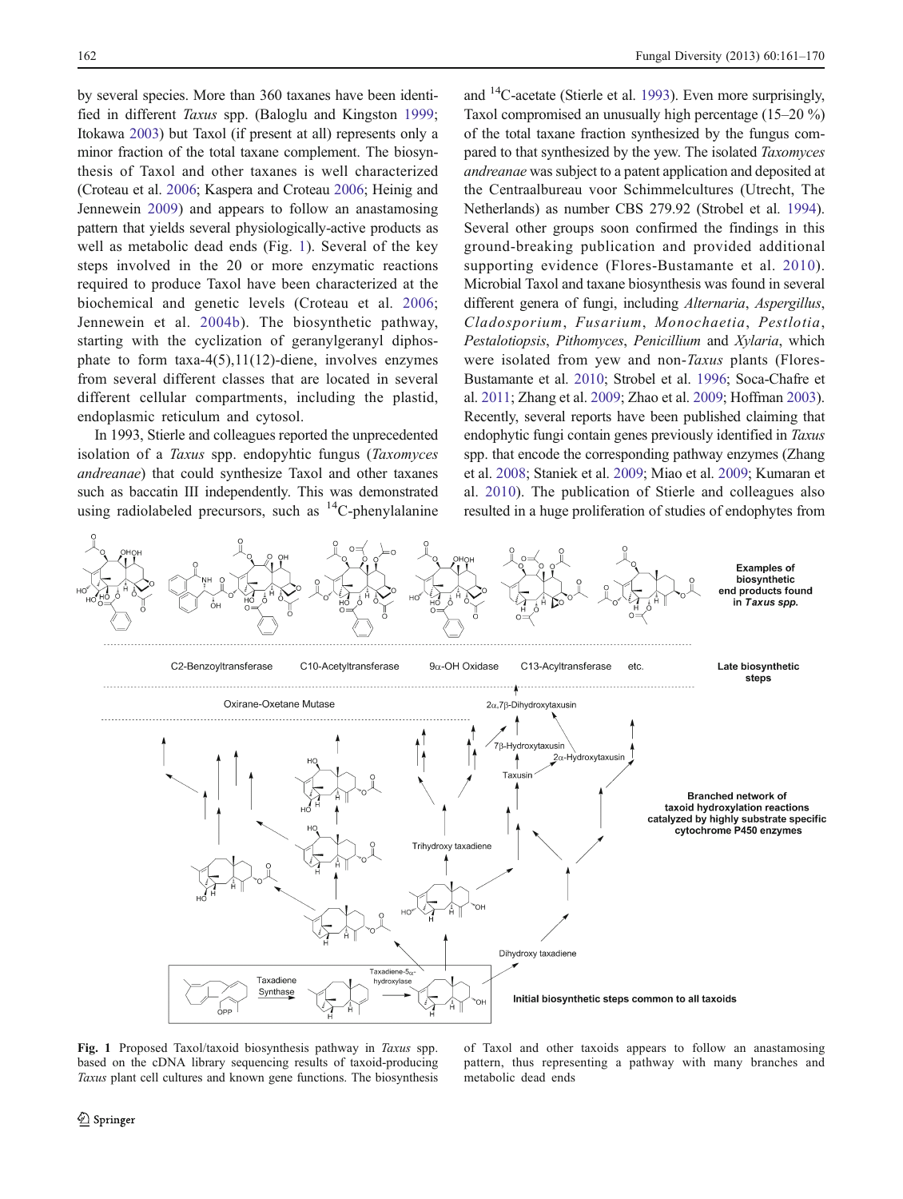by several species. More than 360 taxanes have been identified in different *Taxus* spp. (Baloglu and Kingston 1999; Itokawa 2003) but Taxol (if present at all) represents only a minor fraction of the total taxane complement. The biosynthesis of Taxol and other taxanes is well characterized (Croteau et al. 2006; Kaspera and Croteau 2006; Heinig and Jennewein 2009) and appears to follow an anastamosing pattern that yields several physiologically-active products as well as metabolic dead ends (Fig. 1). Several of the key steps involved in the 20 or more enzymatic reactions required to produce Taxol have been characterized at the biochemical and genetic levels (Croteau et al. 2006; Jennewein et al. 2004b). The biosynthetic pathway, starting with the cyclization of geranylgeranyl diphosphate to form taxa-4(5),11(12)-diene, involves enzymes from several different classes that are located in several different cellular compartments, including the plastid, endoplasmic reticulum and cytosol.

In 1993, Stierle and colleagues reported the unprecedented isolation of a *Taxus* spp. endophytic fungus (*Taxomyces andreanae*) that could synthesize Taxol and other taxanes such as baccatin III independently. This was demonstrated using radiolabeled precursors, such as $^{14}$C-phenylalanine and $^{14}$C-acetate (Stierle et al. 1993). Even more surprisingly, Taxol compromised an unusually high percentage (15–20 %) of the total taxane fraction synthesized by the fungus compared to that synthesized by the yew. The isolated *Taxomyces andreanae* was subject to a patent application and deposited at the Centraalbureau voor Schimmelcultures (Utrecht, The Netherlands) as number CBS 279.92 (Strobel et al. 1994). Several other groups soon confirmed the findings in this ground-breaking publication and provided additional supporting evidence (Flores-Bustamante et al. 2010). Microbial Taxol and taxane biosynthesis was found in several different genera of fungi, including *Alternaria*, *Aspergillus*, *Cladosporium*, *Fusarium*, *Monochaetia*, *Pestlotia*, *Pestalotiopsis*, *Pithomyces*, *Penicillium* and *Xylaria*, which were isolated from yew and non-*Taxus* plants (Flores-Bustamante et al. 2010; Strobel et al. 1996; Soca-Chafre et al. 2011; Zhang et al. 2009; Zhao et al. 2009; Hoffman 2003). Recently, several reports have been published claiming that endophytic fungi contain genes previously identified in *Taxus* spp. that encode the corresponding pathway enzymes (Zhang et al. 2008; Staniek et al. 2009; Miao et al. 2009; Kumaran et al. 2010). The publication of Stierle and colleagues also resulted in a huge proliferation of studies of endophytes from

**Fig. 1** Proposed Taxol/taxoid biosynthesis pathway in *Taxus* spp. based on the cDNA library sequencing results of taxoid-producing *Taxus* plant cell cultures and known gene functions. The biosynthesis of Taxol and other taxoids appears to follow an anastamosing pattern, thus representing a pathway with many branches and metabolic dead ends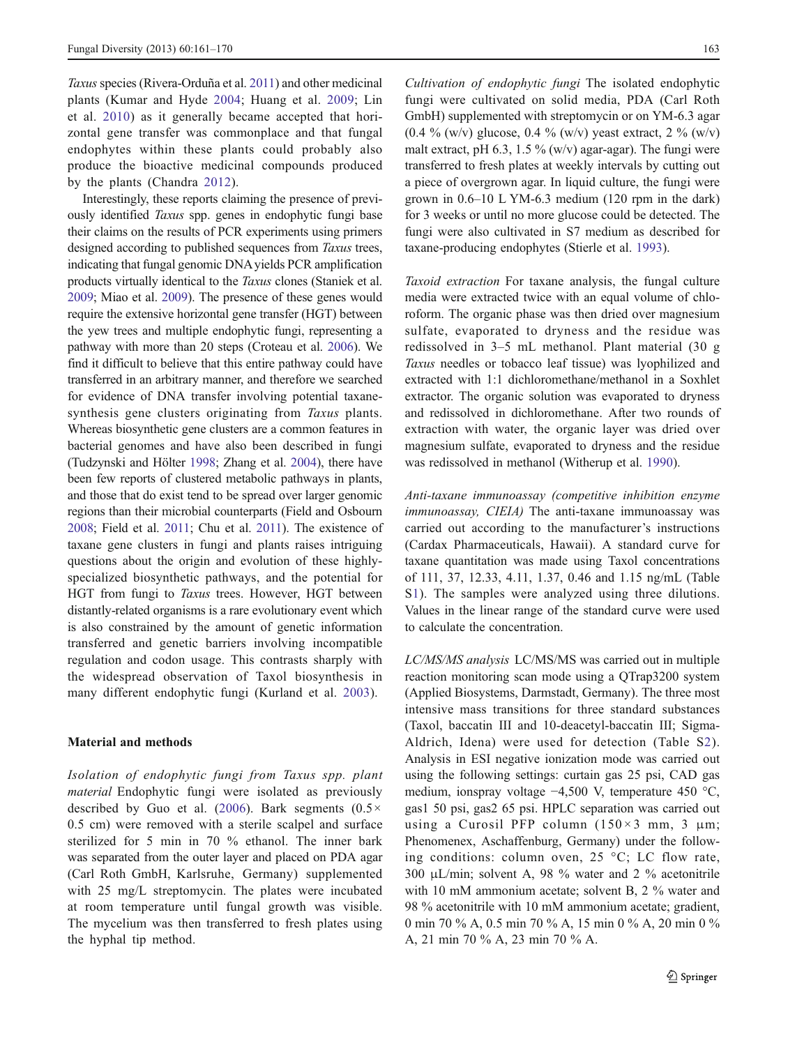*Taxus* species (Rivera-Orduña et al. 2011) and other medicinal plants (Kumar and Hyde 2004; Huang et al. 2009; Lin et al. 2010) as it generally became accepted that horizontal gene transfer was commonplace and that fungal endophytes within these plants could probably also produce the bioactive medicinal compounds produced by the plants (Chandra 2012).

Interestingly, these reports claiming the presence of previously identified *Taxus* spp. genes in endophytic fungi base their claims on the results of PCR experiments using primers designed according to published sequences from *Taxus* trees, indicating that fungal genomic DNA yields PCR amplification products virtually identical to the *Taxus* clones (Staniek et al. 2009; Miao et al. 2009). The presence of these genes would require the extensive horizontal gene transfer (HGT) between the yew trees and multiple endophytic fungi, representing a pathway with more than 20 steps (Croteau et al. 2006). We find it difficult to believe that this entire pathway could have transferred in an arbitrary manner, and therefore we searched for evidence of DNA transfer involving potential taxane-synthesis gene clusters originating from *Taxus* plants. Whereas biosynthetic gene clusters are a common features in bacterial genomes and have also been described in fungi (Tudzynski and Hölter 1998; Zhang et al. 2004), there have been few reports of clustered metabolic pathways in plants, and those that do exist tend to be spread over larger genomic regions than their microbial counterparts (Field and Osbourn 2008; Field et al. 2011; Chu et al. 2011). The existence of taxane gene clusters in fungi and plants raises intriguing questions about the origin and evolution of these highly-specialized biosynthetic pathways, and the potential for HGT from fungi to *Taxus* trees. However, HGT between distantly-related organisms is a rare evolutionary event which is also constrained by the amount of genetic information transferred and genetic barriers involving incompatible regulation and codon usage. This contrasts sharply with the widespread observation of Taxol biosynthesis in many different endophytic fungi (Kurland et al. 2003).

## Material and methods

*Isolation of endophytic fungi from Taxus spp. plant material* Endophytic fungi were isolated as previously described by Guo et al. (2006). Bark segments (0.5× 0.5 cm) were removed with a sterile scalpel and surface sterilized for 5 min in 70 % ethanol. The inner bark was separated from the outer layer and placed on PDA agar (Carl Roth GmbH, Karlsruhe, Germany) supplemented with 25 mg/L streptomycin. The plates were incubated at room temperature until fungal growth was visible. The mycelium was then transferred to fresh plates using the hyphal tip method.

*Cultivation of endophytic fungi* The isolated endophytic fungi were cultivated on solid media, PDA (Carl Roth GmbH) supplemented with streptomycin or on YM-6.3 agar (0.4 % (w/v) glucose, 0.4 % (w/v) yeast extract, 2 % (w/v) malt extract, pH 6.3, 1.5 % (w/v) agar-agar). The fungi were transferred to fresh plates at weekly intervals by cutting out a piece of overgrown agar. In liquid culture, the fungi were grown in 0.6–10 L YM-6.3 medium (120 rpm in the dark) for 3 weeks or until no more glucose could be detected. The fungi were also cultivated in S7 medium as described for taxane-producing endophytes (Stierle et al. 1993).

*Taxoid extraction* For taxane analysis, the fungal culture media were extracted twice with an equal volume of chloroform. The organic phase was then dried over magnesium sulfate, evaporated to dryness and the residue was redissolved in 3–5 mL methanol. Plant material (30 g *Taxus* needles or tobacco leaf tissue) was lyophilized and extracted with 1:1 dichloromethane/methanol in a Soxhlet extractor. The organic solution was evaporated to dryness and redissolved in dichloromethane. After two rounds of extraction with water, the organic layer was dried over magnesium sulfate, evaporated to dryness and the residue was redissolved in methanol (Witherup et al. 1990).

*Anti-taxane immunoassay (competitive inhibition enzyme immunoassay, CIEIA)* The anti-taxane immunoassay was carried out according to the manufacturer's instructions (Cardax Pharmaceuticals, Hawaii). A standard curve for taxane quantitation was made using Taxol concentrations of 111, 37, 12.33, 4.11, 1.37, 0.46 and 1.15 ng/mL (Table S1). The samples were analyzed using three dilutions. Values in the linear range of the standard curve were used to calculate the concentration.

*LC/MS/MS analysis* LC/MS/MS was carried out in multiple reaction monitoring scan mode using a QTrap3200 system (Applied Biosystems, Darmstadt, Germany). The three most intensive mass transitions for three standard substances (Taxol, baccatin III and 10-deacetyl-baccatin III; Sigma-Aldrich, Idena) were used for detection (Table S2). Analysis in ESI negative ionization mode was carried out using the following settings: curtain gas 25 psi, CAD gas medium, ionspray voltage −4,500 V, temperature 450 °C, gas1 50 psi, gas2 65 psi. HPLC separation was carried out using a Curosil PFP column (150×3 mm, 3 μm; Phenomenex, Aschaffenburg, Germany) under the following conditions: column oven, 25 °C; LC flow rate, 300 μL/min; solvent A, 98 % water and 2 % acetonitrile with 10 mM ammonium acetate; solvent B, 2 % water and 98 % acetonitrile with 10 mM ammonium acetate; gradient, 0 min 70 % A, 0.5 min 70 % A, 15 min 0 % A, 20 min 0 % A, 21 min 70 % A, 23 min 70 % A.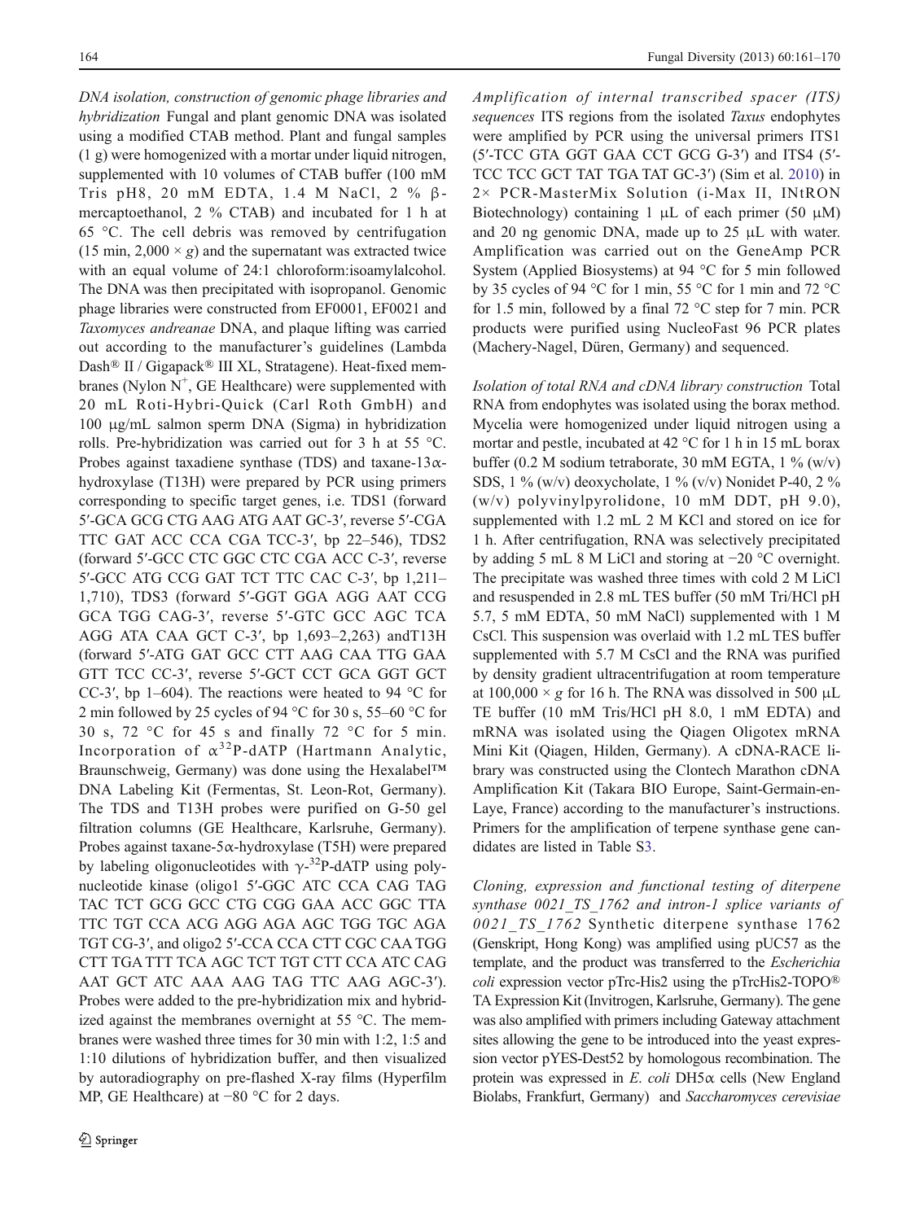*DNA isolation, construction of genomic phage libraries and hybridization* Fungal and plant genomic DNA was isolated using a modified CTAB method. Plant and fungal samples (1 g) were homogenized with a mortar under liquid nitrogen, supplemented with 10 volumes of CTAB buffer (100 mM Tris pH8, 20 mM EDTA, 1.4 M NaCl, 2 % β-mercaptoethanol, 2 % CTAB) and incubated for 1 h at 65 °C. The cell debris was removed by centrifugation (15 min, 2,000 × *g*) and the supernatant was extracted twice with an equal volume of 24:1 chloroform:isoamylalcohol. The DNA was then precipitated with isopropanol. Genomic phage libraries were constructed from EF0001, EF0021 and *Taxomyces andreanae* DNA, and plaque lifting was carried out according to the manufacturer's guidelines (Lambda Dash® II / Gigapack® III XL, Stratagene). Heat-fixed membranes (Nylon $N^+$, GE Healthcare) were supplemented with 20 mL Roti-Hybri-Quick (Carl Roth GmbH) and 100 μg/mL salmon sperm DNA (Sigma) in hybridization rolls. Pre-hybridization was carried out for 3 h at 55 °C. Probes against taxadiene synthase (TDS) and taxane-13α-hydroxylase (T13H) were prepared by PCR using primers corresponding to specific target genes, i.e. TDS1 (forward 5′-GCA GCG CTG AAG ATG AAT GC-3′, reverse 5′-CGA TTC GAT ACC CCA CGA TCC-3′, bp 22–546), TDS2 (forward 5′-GCC CTC GGC CTC CGA ACC C-3′, reverse 5′-GCC ATG CCG GAT TCT TTC CAC C-3′, bp 1,211–1,710), TDS3 (forward 5′-GGT GGA AGG AAT CCG GCA TGG CAG-3′, reverse 5′-GTC GCC AGC TCA AGG ATA CAA GCT C-3′, bp 1,693–2,263) andT13H (forward 5′-ATG GAT GCC CTT AAG CAA TTG GAA GTT TCC CC-3′, reverse 5′-GCT CCT GCA GGT GCT CC-3′, bp 1–604). The reactions were heated to 94 °C for 2 min followed by 25 cycles of 94 °C for 30 s, 55–60 °C for 30 s, 72 °C for 45 s and finally 72 °C for 5 min. Incorporation of $\alpha^{32}$P-dATP (Hartmann Analytic, Braunschweig, Germany) was done using the Hexalabel™ DNA Labeling Kit (Fermentas, St. Leon-Rot, Germany). The TDS and T13H probes were purified on G-50 gel filtration columns (GE Healthcare, Karlsruhe, Germany). Probes against taxane-5α-hydroxylase (T5H) were prepared by labeling oligonucleotides with $\gamma$-$^{32}$P-dATP using polynucleotide kinase (oligo1 5′-GGC ATC CCA CAG TAG TAC TCT GCG GCC CTG CGG GAA ACC GGC TTA TTC TGT CCA ACG AGG AGA AGC TGG TGC AGA TGT CG-3′, and oligo2 5′-CCA CCA CTT CGC CAA TGG CTT TGA TTT TCA AGC TCT TGT CTT CCA ATC CAG AAT GCT ATC AAA AAG TAG TTC AAG AGC-3′). Probes were added to the pre-hybridization mix and hybridized against the membranes overnight at 55 °C. The membranes were washed three times for 30 min with 1:2, 1:5 and 1:10 dilutions of hybridization buffer, and then visualized by autoradiography on pre-flashed X-ray films (Hyperfilm MP, GE Healthcare) at −80 °C for 2 days.

*Amplification of internal transcribed spacer (ITS) sequences* ITS regions from the isolated *Taxus* endophytes were amplified by PCR using the universal primers ITS1 (5′-TCC GTA GGT GAA CCT GCG G-3′) and ITS4 (5′-TCC TCC GCT TAT TGA TAT GC-3′) (Sim et al. 2010) in 2× PCR-MasterMix Solution (i-Max II, INtRON Biotechnology) containing 1 μL of each primer (50 μM) and 20 ng genomic DNA, made up to 25 μL with water. Amplification was carried out on the GeneAmp PCR System (Applied Biosystems) at 94 °C for 5 min followed by 35 cycles of 94 °C for 1 min, 55 °C for 1 min and 72 °C for 1.5 min, followed by a final 72 °C step for 7 min. PCR products were purified using NucleoFast 96 PCR plates (Machery-Nagel, Düren, Germany) and sequenced.

*Isolation of total RNA and cDNA library construction* Total RNA from endophytes was isolated using the borax method. Mycelia were homogenized under liquid nitrogen using a mortar and pestle, incubated at 42 °C for 1 h in 15 mL borax buffer (0.2 M sodium tetraborate, 30 mM EGTA, 1 % (w/v) SDS, 1 % (w/v) deoxycholate, 1 % (v/v) Nonidet P-40, 2 % (w/v) polyvinylpyrolidone, 10 mM DDT, pH 9.0), supplemented with 1.2 mL 2 M KCl and stored on ice for 1 h. After centrifugation, RNA was selectively precipitated by adding 5 mL 8 M LiCl and storing at −20 °C overnight. The precipitate was washed three times with cold 2 M LiCl and resuspended in 2.8 mL TES buffer (50 mM Tri/HCl pH 5.7, 5 mM EDTA, 50 mM NaCl) supplemented with 1 M CsCl. This suspension was overlaid with 1.2 mL TES buffer supplemented with 5.7 M CsCl and the RNA was purified by density gradient ultracentrifugation at room temperature at 100,000 × *g* for 16 h. The RNA was dissolved in 500 μL TE buffer (10 mM Tris/HCl pH 8.0, 1 mM EDTA) and mRNA was isolated using the Qiagen Oligotex mRNA Mini Kit (Qiagen, Hilden, Germany). A cDNA-RACE library was constructed using the Clontech Marathon cDNA Amplification Kit (Takara BIO Europe, Saint-Germain-en-Laye, France) according to the manufacturer's instructions. Primers for the amplification of terpene synthase gene candidates are listed in Table S3.

*Cloning, expression and functional testing of diterpene synthase 0021_TS_1762 and intron-1 splice variants of 0021_TS_1762* Synthetic diterpene synthase 1762 (Genskript, Hong Kong) was amplified using pUC57 as the template, and the product was transferred to the *Escherichia coli* expression vector pTrc-His2 using the pTrcHis2-TOPO® TA Expression Kit (Invitrogen, Karlsruhe, Germany). The gene was also amplified with primers including Gateway attachment sites allowing the gene to be introduced into the yeast expression vector pYES-Dest52 by homologous recombination. The protein was expressed in *E. coli* DH5α cells (New England Biolabs, Frankfurt, Germany) and *Saccharomyces cerevisiae*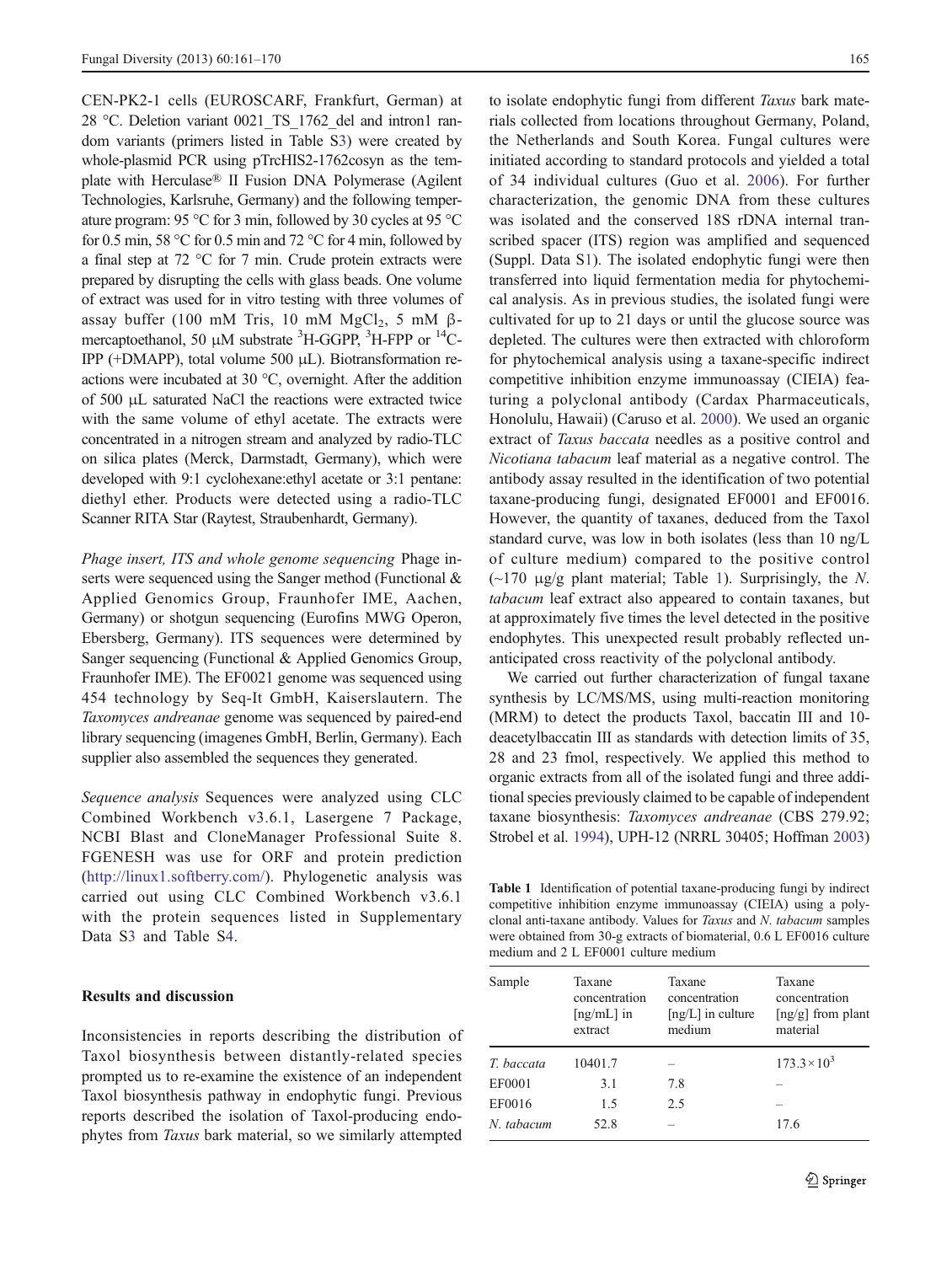CEN-PK2-1 cells (EUROSCARF, Frankfurt, German) at 28 °C. Deletion variant 0021_TS_1762_del and intron1 random variants (primers listed in Table S3) were created by whole-plasmid PCR using pTrcHIS2-1762cosyn as the template with Herculase® II Fusion DNA Polymerase (Agilent Technologies, Karlsruhe, Germany) and the following temperature program: 95 °C for 3 min, followed by 30 cycles at 95 °C for 0.5 min, 58 °C for 0.5 min and 72 °C for 4 min, followed by a final step at 72 °C for 7 min. Crude protein extracts were prepared by disrupting the cells with glass beads. One volume of extract was used for in vitro testing with three volumes of assay buffer (100 mM Tris, 10 mM $MgCl_2$, 5 mM β-mercaptoethanol, 50 μM substrate $^3$H-GGPP, $^3$H-FPP or $^{14}$C-IPP (+DMAPP), total volume 500 μL). Biotransformation reactions were incubated at 30 °C, overnight. After the addition of 500 μL saturated NaCl the reactions were extracted twice with the same volume of ethyl acetate. The extracts were concentrated in a nitrogen stream and analyzed by radio-TLC on silica plates (Merck, Darmstadt, Germany), which were developed with 9:1 cyclohexane:ethyl acetate or 3:1 pentane: diethyl ether. Products were detected using a radio-TLC Scanner RITA Star (Raytest, Straubenhardt, Germany).

*Phage insert, ITS and whole genome sequencing* Phage inserts were sequenced using the Sanger method (Functional & Applied Genomics Group, Fraunhofer IME, Aachen, Germany) or shotgun sequencing (Eurofins MWG Operon, Ebersberg, Germany). ITS sequences were determined by Sanger sequencing (Functional & Applied Genomics Group, Fraunhofer IME). The EF0021 genome was sequenced using 454 technology by Seq-It GmbH, Kaiserslautern. The *Taxomyces andreanae* genome was sequenced by paired-end library sequencing (imagenes GmbH, Berlin, Germany). Each supplier also assembled the sequences they generated.

*Sequence analysis* Sequences were analyzed using CLC Combined Workbench v3.6.1, Lasergene 7 Package, NCBI Blast and CloneManager Professional Suite 8. FGENESH was use for ORF and protein prediction (http://linux1.softberry.com/). Phylogenetic analysis was carried out using CLC Combined Workbench v3.6.1 with the protein sequences listed in Supplementary Data S3 and Table S4.

## Results and discussion

Inconsistencies in reports describing the distribution of Taxol biosynthesis between distantly-related species prompted us to re-examine the existence of an independent Taxol biosynthesis pathway in endophytic fungi. Previous reports described the isolation of Taxol-producing endophytes from *Taxus* bark material, so we similarly attempted to isolate endophytic fungi from different *Taxus* bark materials collected from locations throughout Germany, Poland, the Netherlands and South Korea. Fungal cultures were initiated according to standard protocols and yielded a total of 34 individual cultures (Guo et al. 2006). For further characterization, the genomic DNA from these cultures was isolated and the conserved 18S rDNA internal transcribed spacer (ITS) region was amplified and sequenced (Suppl. Data S1). The isolated endophytic fungi were then transferred into liquid fermentation media for phytochemical analysis. As in previous studies, the isolated fungi were cultivated for up to 21 days or until the glucose source was depleted. The cultures were then extracted with chloroform for phytochemical analysis using a taxane-specific indirect competitive inhibition enzyme immunoassay (CIEIA) featuring a polyclonal antibody (Cardax Pharmaceuticals, Honolulu, Hawaii) (Caruso et al. 2000). We used an organic extract of *Taxus baccata* needles as a positive control and *Nicotiana tabacum* leaf material as a negative control. The antibody assay resulted in the identification of two potential taxane-producing fungi, designated EF0001 and EF0016. However, the quantity of taxanes, deduced from the Taxol standard curve, was low in both isolates (less than 10 ng/L of culture medium) compared to the positive control (~170 μg/g plant material; Table 1). Surprisingly, the *N. tabacum* leaf extract also appeared to contain taxanes, but at approximately five times the level detected in the positive endophytes. This unexpected result probably reflected unanticipated cross reactivity of the polyclonal antibody.

We carried out further characterization of fungal taxane synthesis by LC/MS/MS, using multi-reaction monitoring (MRM) to detect the products Taxol, baccatin III and 10-deacetylbaccatin III as standards with detection limits of 35, 28 and 23 fmol, respectively. We applied this method to organic extracts from all of the isolated fungi and three additional species previously claimed to be capable of independent taxane biosynthesis: *Taxomyces andreanae* (CBS 279.92; Strobel et al. 1994), UPH-12 (NRRL 30405; Hoffman 2003)

**Table 1** Identification of potential taxane-producing fungi by indirect competitive inhibition enzyme immunoassay (CIEIA) using a polyclonal anti-taxane antibody. Values for *Taxus* and *N. tabacum* samples were obtained from 30-g extracts of biomaterial, 0.6 L EF0016 culture medium and 2 L EF0001 culture medium

| Sample | Taxane concentration [ng/mL] in extract | Taxane concentration [ng/L] in culture medium | Taxane concentration [ng/g] from plant material |
|---|---|---|---|
| *T. baccata* | 10401.7 | – | $173.3 \times 10^3$ |
| EF0001 | 3.1 | 7.8 | – |
| EF0016 | 1.5 | 2.5 | – |
| *N. tabacum* | 52.8 | – | 17.6 |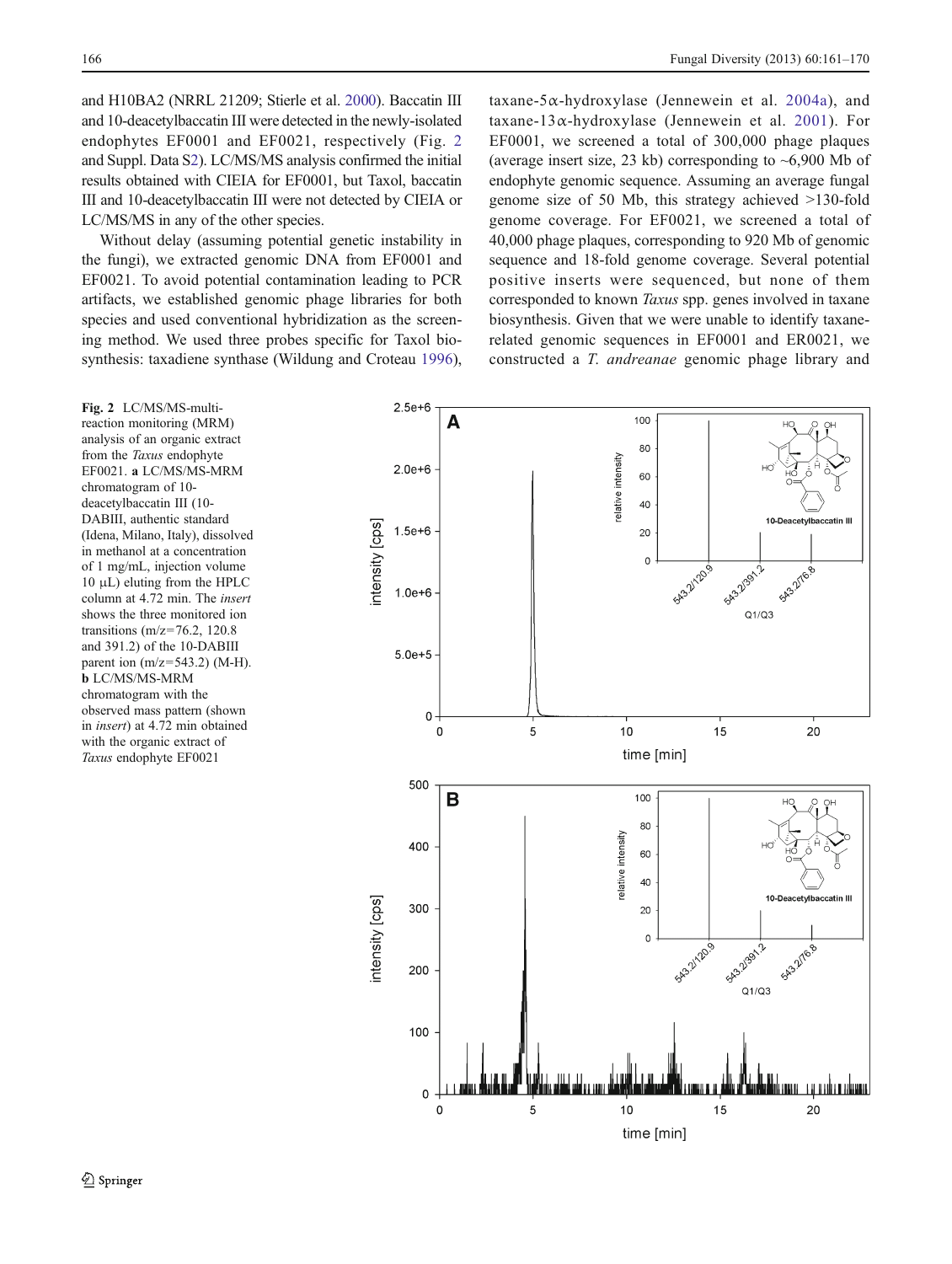and H10BA2 (NRRL 21209; Stierle et al. 2000). Baccatin III and 10-deacetylbaccatin III were detected in the newly-isolated endophytes EF0001 and EF0021, respectively (Fig. 2 and Suppl. Data S2). LC/MS/MS analysis confirmed the initial results obtained with CIEIA for EF0001, but Taxol, baccatin III and 10-deacetylbaccatin III were not detected by CIEIA or LC/MS/MS in any of the other species.

Without delay (assuming potential genetic instability in the fungi), we extracted genomic DNA from EF0001 and EF0021. To avoid potential contamination leading to PCR artifacts, we established genomic phage libraries for both species and used conventional hybridization as the screening method. We used three probes specific for Taxol biosynthesis: taxadiene synthase (Wildung and Croteau 1996), taxane-5α-hydroxylase (Jennewein et al. 2004a), and taxane-13α-hydroxylase (Jennewein et al. 2001). For EF0001, we screened a total of 300,000 phage plaques (average insert size, 23 kb) corresponding to ~6,900 Mb of endophyte genomic sequence. Assuming an average fungal genome size of 50 Mb, this strategy achieved >130-fold genome coverage. For EF0021, we screened a total of 40,000 phage plaques, corresponding to 920 Mb of genomic sequence and 18-fold genome coverage. Several potential positive inserts were sequenced, but none of them corresponded to known *Taxus* spp. genes involved in taxane biosynthesis. Given that we were unable to identify taxane-related genomic sequences in EF0001 and ER0021, we constructed a *T. andreanae* genomic phage library and

**Fig. 2** LC/MS/MS-multi-reaction monitoring (MRM) analysis of an organic extract from the *Taxus* endophyte EF0021. **a** LC/MS/MS-MRM chromatogram of 10-deacetylbaccatin III (10-DABIII, authentic standard (Idena, Milano, Italy), dissolved in methanol at a concentration of 1 mg/mL, injection volume 10 μL) eluting from the HPLC column at 4.72 min. The *insert* shows the three monitored ion transitions (m/z=76.2, 120.8 and 391.2) of the 10-DABIII parent ion (m/z=543.2) (M-H). **b** LC/MS/MS-MRM chromatogram with the observed mass pattern (shown in *insert*) at 4.72 min obtained with the organic extract of *Taxus* endophyte EF0021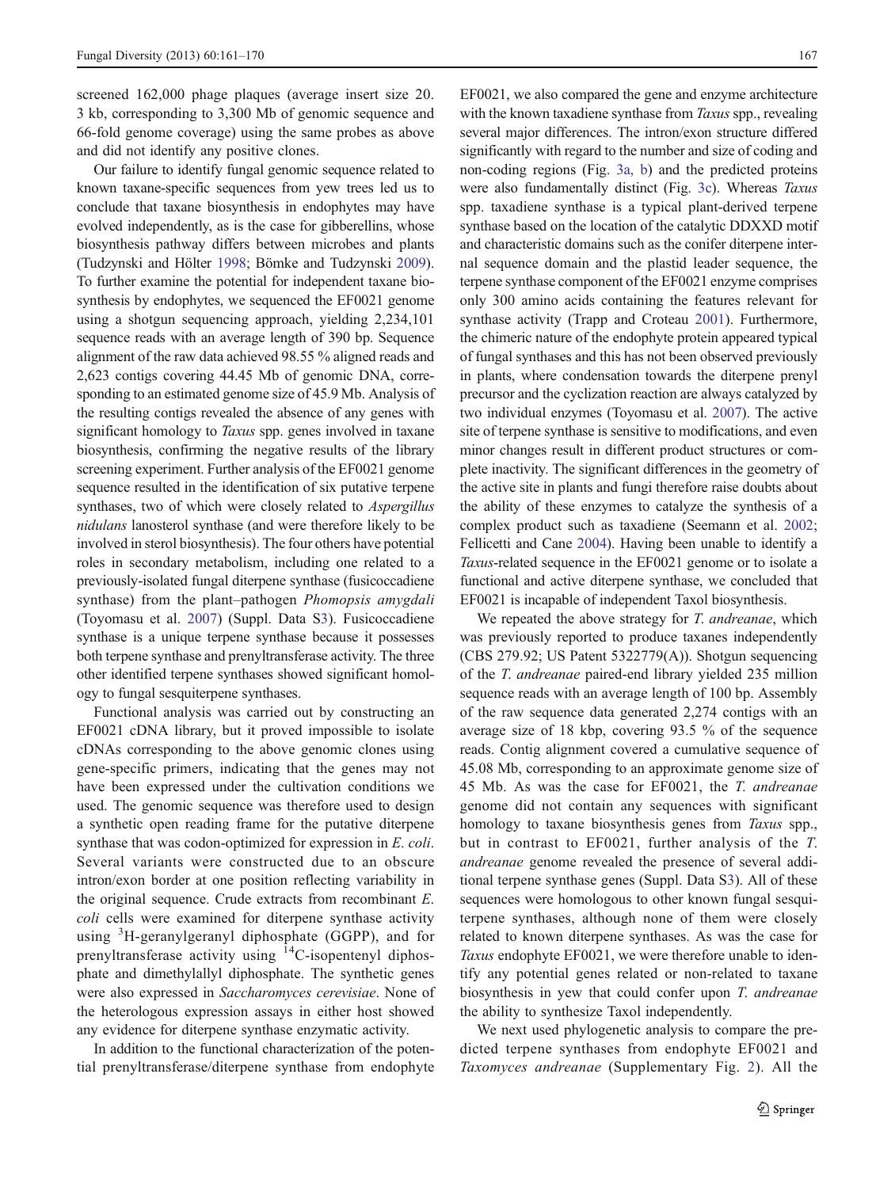screened 162,000 phage plaques (average insert size 20.3 kb, corresponding to 3,300 Mb of genomic sequence and 66-fold genome coverage) using the same probes as above and did not identify any positive clones.

Our failure to identify fungal genomic sequence related to known taxane-specific sequences from yew trees led us to conclude that taxane biosynthesis in endophytes may have evolved independently, as is the case for gibberellins, whose biosynthesis pathway differs between microbes and plants (Tudzynski and Hölter 1998; Bömke and Tudzynski 2009). To further examine the potential for independent taxane biosynthesis by endophytes, we sequenced the EF0021 genome using a shotgun sequencing approach, yielding 2,234,101 sequence reads with an average length of 390 bp. Sequence alignment of the raw data achieved 98.55 % aligned reads and 2,623 contigs covering 44.45 Mb of genomic DNA, corresponding to an estimated genome size of 45.9 Mb. Analysis of the resulting contigs revealed the absence of any genes with significant homology to *Taxus* spp. genes involved in taxane biosynthesis, confirming the negative results of the library screening experiment. Further analysis of the EF0021 genome sequence resulted in the identification of six putative terpene synthases, two of which were closely related to *Aspergillus nidulans* lanosterol synthase (and were therefore likely to be involved in sterol biosynthesis). The four others have potential roles in secondary metabolism, including one related to a previously-isolated fungal diterpene synthase (fusicoccadiene synthase) from the plant–pathogen *Phomopsis amygdali* (Toyomasu et al. 2007) (Suppl. Data S3). Fusicoccadiene synthase is a unique terpene synthase because it possesses both terpene synthase and prenyltransferase activity. The three other identified terpene synthases showed significant homology to fungal sesquiterpene synthases.

Functional analysis was carried out by constructing an EF0021 cDNA library, but it proved impossible to isolate cDNAs corresponding to the above genomic clones using gene-specific primers, indicating that the genes may not have been expressed under the cultivation conditions we used. The genomic sequence was therefore used to design a synthetic open reading frame for the putative diterpene synthase that was codon-optimized for expression in *E. coli*. Several variants were constructed due to an obscure intron/exon border at one position reflecting variability in the original sequence. Crude extracts from recombinant *E. coli* cells were examined for diterpene synthase activity using $^{3}$H-geranylgeranyl diphosphate (GGPP), and for prenyltransferase activity using $^{14}$C-isopentenyl diphosphate and dimethylallyl diphosphate. The synthetic genes were also expressed in *Saccharomyces cerevisiae*. None of the heterologous expression assays in either host showed any evidence for diterpene synthase enzymatic activity.

In addition to the functional characterization of the potential prenyltransferase/diterpene synthase from endophyte EF0021, we also compared the gene and enzyme architecture with the known taxadiene synthase from *Taxus* spp., revealing several major differences. The intron/exon structure differed significantly with regard to the number and size of coding and non-coding regions (Fig. 3a, b) and the predicted proteins were also fundamentally distinct (Fig. 3c). Whereas *Taxus* spp. taxadiene synthase is a typical plant-derived terpene synthase based on the location of the catalytic DDXXD motif and characteristic domains such as the conifer diterpene internal sequence domain and the plastid leader sequence, the terpene synthase component of the EF0021 enzyme comprises only 300 amino acids containing the features relevant for synthase activity (Trapp and Croteau 2001). Furthermore, the chimeric nature of the endophyte protein appeared typical of fungal synthases and this has not been observed previously in plants, where condensation towards the diterpene prenyl precursor and the cyclization reaction are always catalyzed by two individual enzymes (Toyomasu et al. 2007). The active site of terpene synthase is sensitive to modifications, and even minor changes result in different product structures or complete inactivity. The significant differences in the geometry of the active site in plants and fungi therefore raise doubts about the ability of these enzymes to catalyze the synthesis of a complex product such as taxadiene (Seemann et al. 2002; Fellicetti and Cane 2004). Having been unable to identify a *Taxus*-related sequence in the EF0021 genome or to isolate a functional and active diterpene synthase, we concluded that EF0021 is incapable of independent Taxol biosynthesis.

We repeated the above strategy for *T. andreanae*, which was previously reported to produce taxanes independently (CBS 279.92; US Patent 5322779(A)). Shotgun sequencing of the *T. andreanae* paired-end library yielded 235 million sequence reads with an average length of 100 bp. Assembly of the raw sequence data generated 2,274 contigs with an average size of 18 kbp, covering 93.5 % of the sequence reads. Contig alignment covered a cumulative sequence of 45.08 Mb, corresponding to an approximate genome size of 45 Mb. As was the case for EF0021, the *T. andreanae* genome did not contain any sequences with significant homology to taxane biosynthesis genes from *Taxus* spp., but in contrast to EF0021, further analysis of the *T. andreanae* genome revealed the presence of several additional terpene synthase genes (Suppl. Data S3). All of these sequences were homologous to other known fungal sesquiterpene synthases, although none of them were closely related to known diterpene synthases. As was the case for *Taxus* endophyte EF0021, we were therefore unable to identify any potential genes related or non-related to taxane biosynthesis in yew that could confer upon *T. andreanae* the ability to synthesize Taxol independently.

We next used phylogenetic analysis to compare the predicted terpene synthases from endophyte EF0021 and *Taxomyces andreanae* (Supplementary Fig. 2). All the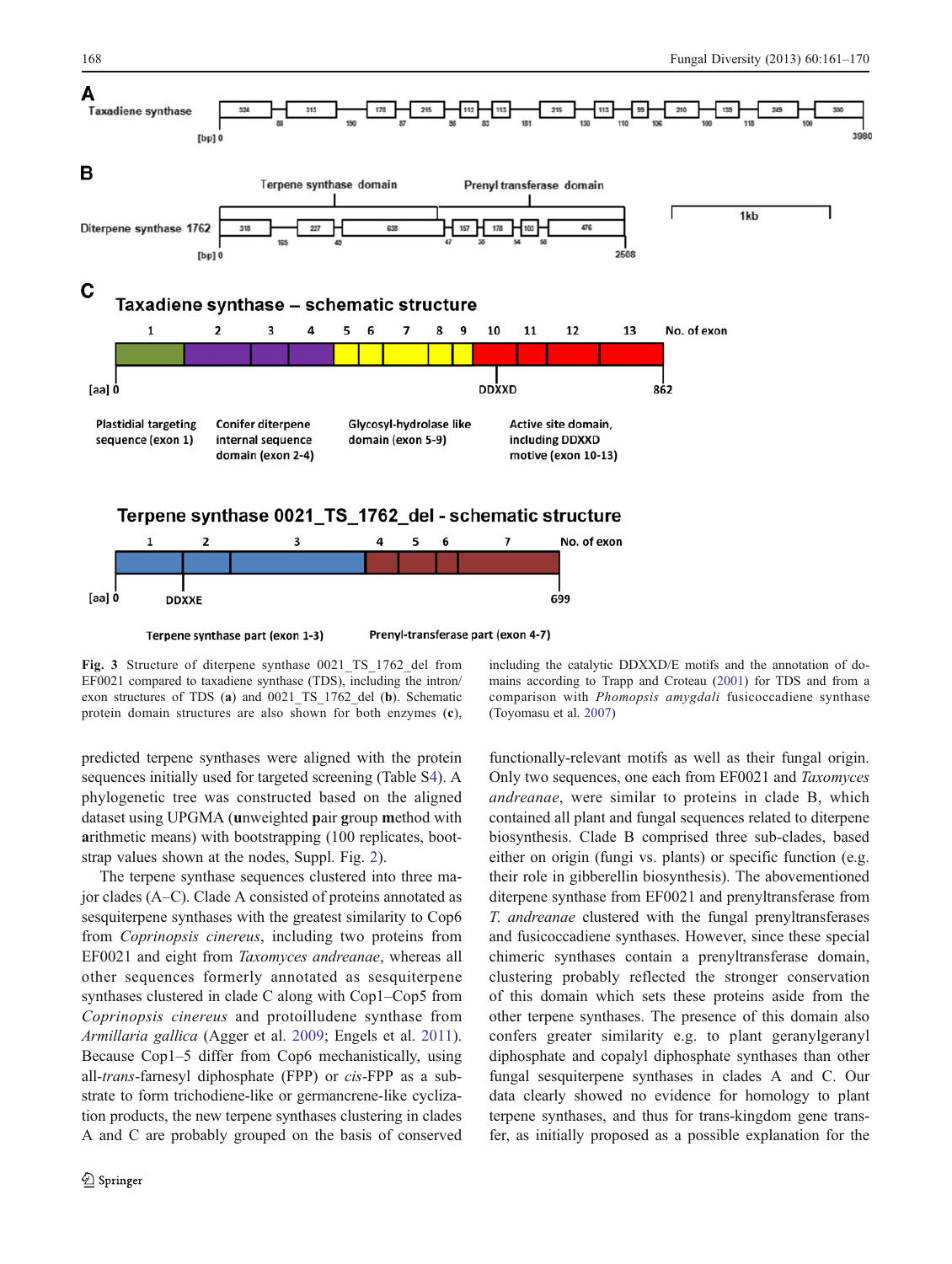Fig. 3 Structure of diterpene synthase 0021_TS_1762_del from EF0021 compared to taxadiene synthase (TDS), including the intron/exon structures of TDS (**a**) and 0021_TS_1762_del (**b**). Schematic protein domain structures are also shown for both enzymes (**c**), including the catalytic DDXXD/E motifs and the annotation of domains according to Trapp and Croteau (2001) for TDS and from a comparison with *Phomopsis amygdali* fusicoccadiene synthase (Toyomasu et al. 2007)

predicted terpene synthases were aligned with the protein sequences initially used for targeted screening (Table S4). A phylogenetic tree was constructed based on the aligned dataset using UPGMA (**u**nweighted **p**air **g**roup **m**ethod with **a**rithmetic means) with bootstrapping (100 replicates, bootstrap values shown at the nodes, Suppl. Fig. 2).

The terpene synthase sequences clustered into three major clades (A–C). Clade A consisted of proteins annotated as sesquiterpene synthases with the greatest similarity to Cop6 from *Coprinopsis cinereus*, including two proteins from EF0021 and eight from *Taxomyces andreanae*, whereas all other sequences formerly annotated as sesquiterpene synthases clustered in clade C along with Cop1–Cop5 from *Coprinopsis cinereus* and protoilludene synthase from *Armillaria gallica* (Agger et al. 2009; Engels et al. 2011). Because Cop1–5 differ from Cop6 mechanistically, using all-*trans*-farnesyl diphosphate (FPP) or *cis*-FPP as a substrate to form trichodiene-like or germancrene-like cyclization products, the new terpene synthases clustering in clades A and C are probably grouped on the basis of conserved functionally-relevant motifs as well as their fungal origin. Only two sequences, one each from EF0021 and *Taxomyces andreanae*, were similar to proteins in clade B, which contained all plant and fungal sequences related to diterpene biosynthesis. Clade B comprised three sub-clades, based either on origin (fungi vs. plants) or specific function (e.g. their role in gibberellin biosynthesis). The abovementioned diterpene synthase from EF0021 and prenyltransferase from *T. andreanae* clustered with the fungal prenyltransferases and fusicoccadiene synthases. However, since these special chimeric synthases contain a prenyltransferase domain, clustering probably reflected the stronger conservation of this domain which sets these proteins aside from the other terpene synthases. The presence of this domain also confers greater similarity e.g. to plant geranylgeranyl diphosphate and copalyl diphosphate synthases than other fungal sesquiterpene synthases in clades A and C. Our data clearly showed no evidence for homology to plant terpene synthases, and thus for trans-kingdom gene transfer, as initially proposed as a possible explanation for the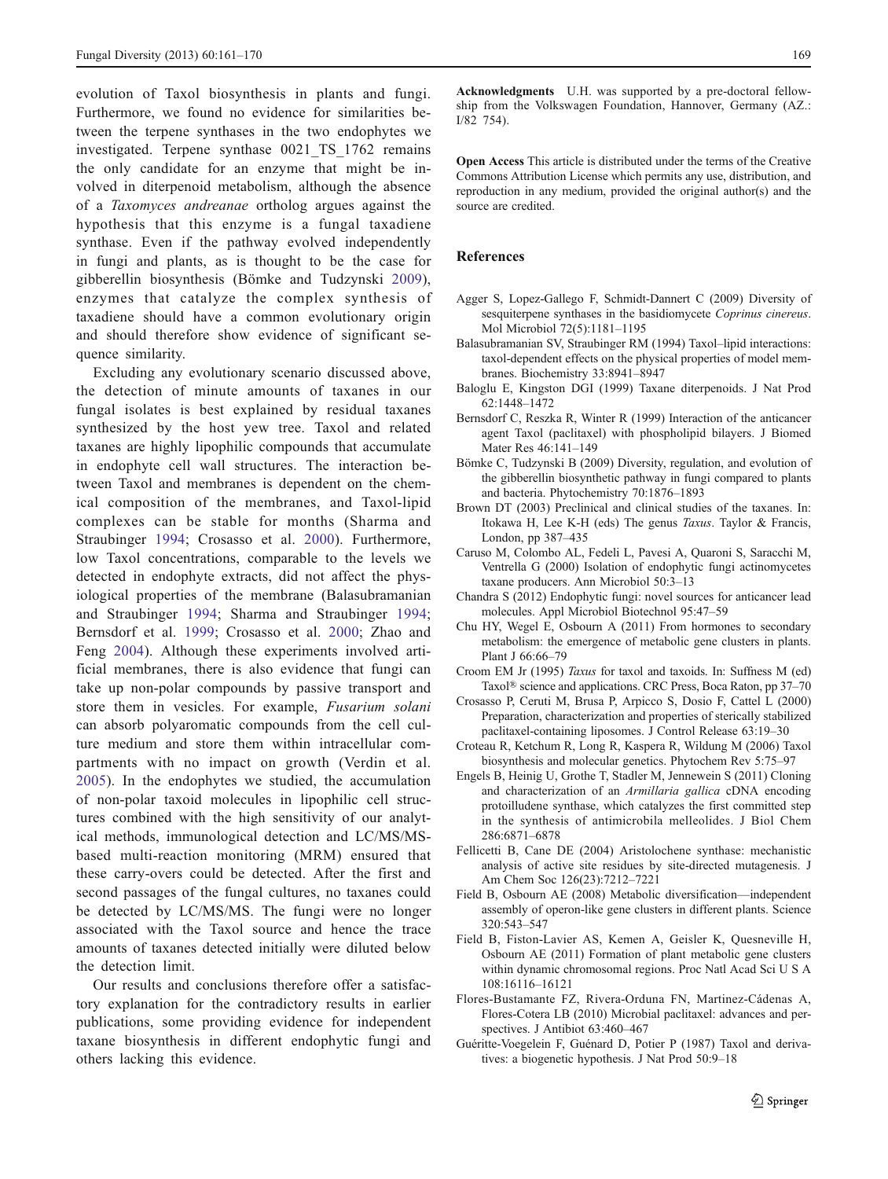evolution of Taxol biosynthesis in plants and fungi. Furthermore, we found no evidence for similarities between the terpene synthases in the two endophytes we investigated. Terpene synthase 0021_TS_1762 remains the only candidate for an enzyme that might be involved in diterpenoid metabolism, although the absence of a *Taxomyces andreanae* ortholog argues against the hypothesis that this enzyme is a fungal taxadiene synthase. Even if the pathway evolved independently in fungi and plants, as is thought to be the case for gibberellin biosynthesis (Bömke and Tudzynski 2009), enzymes that catalyze the complex synthesis of taxadiene should have a common evolutionary origin and should therefore show evidence of significant sequence similarity.

Excluding any evolutionary scenario discussed above, the detection of minute amounts of taxanes in our fungal isolates is best explained by residual taxanes synthesized by the host yew tree. Taxol and related taxanes are highly lipophilic compounds that accumulate in endophyte cell wall structures. The interaction between Taxol and membranes is dependent on the chemical composition of the membranes, and Taxol-lipid complexes can be stable for months (Sharma and Straubinger 1994; Crosasso et al. 2000). Furthermore, low Taxol concentrations, comparable to the levels we detected in endophyte extracts, did not affect the physiological properties of the membrane (Balasubramanian and Straubinger 1994; Sharma and Straubinger 1994; Bernsdorf et al. 1999; Crosasso et al. 2000; Zhao and Feng 2004). Although these experiments involved artificial membranes, there is also evidence that fungi can take up non-polar compounds by passive transport and store them in vesicles. For example, *Fusarium solani* can absorb polyaromatic compounds from the cell culture medium and store them within intracellular compartments with no impact on growth (Verdin et al. 2005). In the endophytes we studied, the accumulation of non-polar taxoid molecules in lipophilic cell structures combined with the high sensitivity of our analytical methods, immunological detection and LC/MS/MS-based multi-reaction monitoring (MRM) ensured that these carry-overs could be detected. After the first and second passages of the fungal cultures, no taxanes could be detected by LC/MS/MS. The fungi were no longer associated with the Taxol source and hence the trace amounts of taxanes detected initially were diluted below the detection limit.

Our results and conclusions therefore offer a satisfactory explanation for the contradictory results in earlier publications, some providing evidence for independent taxane biosynthesis in different endophytic fungi and others lacking this evidence.

**Acknowledgments** U.H. was supported by a pre-doctoral fellowship from the Volkswagen Foundation, Hannover, Germany (AZ.: I/82 754).

**Open Access** This article is distributed under the terms of the Creative Commons Attribution License which permits any use, distribution, and reproduction in any medium, provided the original author(s) and the source are credited.

## References

Agger S, Lopez-Gallego F, Schmidt-Dannert C (2009) Diversity of sesquiterpene synthases in the basidiomycete *Coprinus cinereus*. Mol Microbiol 72(5):1181–1195

Balasubramanian SV, Straubinger RM (1994) Taxol–lipid interactions: taxol-dependent effects on the physical properties of model membranes. Biochemistry 33:8941–8947

Baloglu E, Kingston DGI (1999) Taxane diterpenoids. J Nat Prod 62:1448–1472

Bernsdorf C, Reszka R, Winter R (1999) Interaction of the anticancer agent Taxol (paclitaxel) with phospholipid bilayers. J Biomed Mater Res 46:141–149

Bömke C, Tudzynski B (2009) Diversity, regulation, and evolution of the gibberellin biosynthetic pathway in fungi compared to plants and bacteria. Phytochemistry 70:1876–1893

Brown DT (2003) Preclinical and clinical studies of the taxanes. In: Itokawa H, Lee K-H (eds) The genus *Taxus*. Taylor & Francis, London, pp 387–435

Caruso M, Colombo AL, Fedeli L, Pavesi A, Quaroni S, Saracchi M, Ventrella G (2000) Isolation of endophytic fungi actinomycetes taxane producers. Ann Microbiol 50:3–13

Chandra S (2012) Endophytic fungi: novel sources for anticancer lead molecules. Appl Microbiol Biotechnol 95:47–59

Chu HY, Wegel E, Osbourn A (2011) From hormones to secondary metabolism: the emergence of metabolic gene clusters in plants. Plant J 66:66–79

Croom EM Jr (1995) *Taxus* for taxol and taxoids. In: Suffness M (ed) Taxol® science and applications. CRC Press, Boca Raton, pp 37–70

Crosasso P, Ceruti M, Brusa P, Arpicco S, Dosio F, Cattel L (2000) Preparation, characterization and properties of sterically stabilized paclitaxel-containing liposomes. J Control Release 63:19–30

Croteau R, Ketchum R, Long R, Kaspera R, Wildung M (2006) Taxol biosynthesis and molecular genetics. Phytochem Rev 5:75–97

Engels B, Heinig U, Grothe T, Stadler M, Jennewein S (2011) Cloning and characterization of an *Armillaria gallica* cDNA encoding protoilludene synthase, which catalyzes the first committed step in the synthesis of antimicrobila melleolides. J Biol Chem 286:6871–6878

Fellicetti B, Cane DE (2004) Aristolochene synthase: mechanistic analysis of active site residues by site-directed mutagenesis. J Am Chem Soc 126(23):7212–7221

Field B, Osbourn AE (2008) Metabolic diversification—independent assembly of operon-like gene clusters in different plants. Science 320:543–547

Field B, Fiston-Lavier AS, Kemen A, Geisler K, Quesneville H, Osbourn AE (2011) Formation of plant metabolic gene clusters within dynamic chromosomal regions. Proc Natl Acad Sci U S A 108:16116–16121

Flores-Bustamante FZ, Rivera-Orduna FN, Martinez-Cádenas A, Flores-Cotera LB (2010) Microbial paclitaxel: advances and perspectives. J Antibiot 63:460–467

Guéritte-Voegelein F, Guénard D, Potier P (1987) Taxol and derivatives: a biogenetic hypothesis. J Nat Prod 50:9–18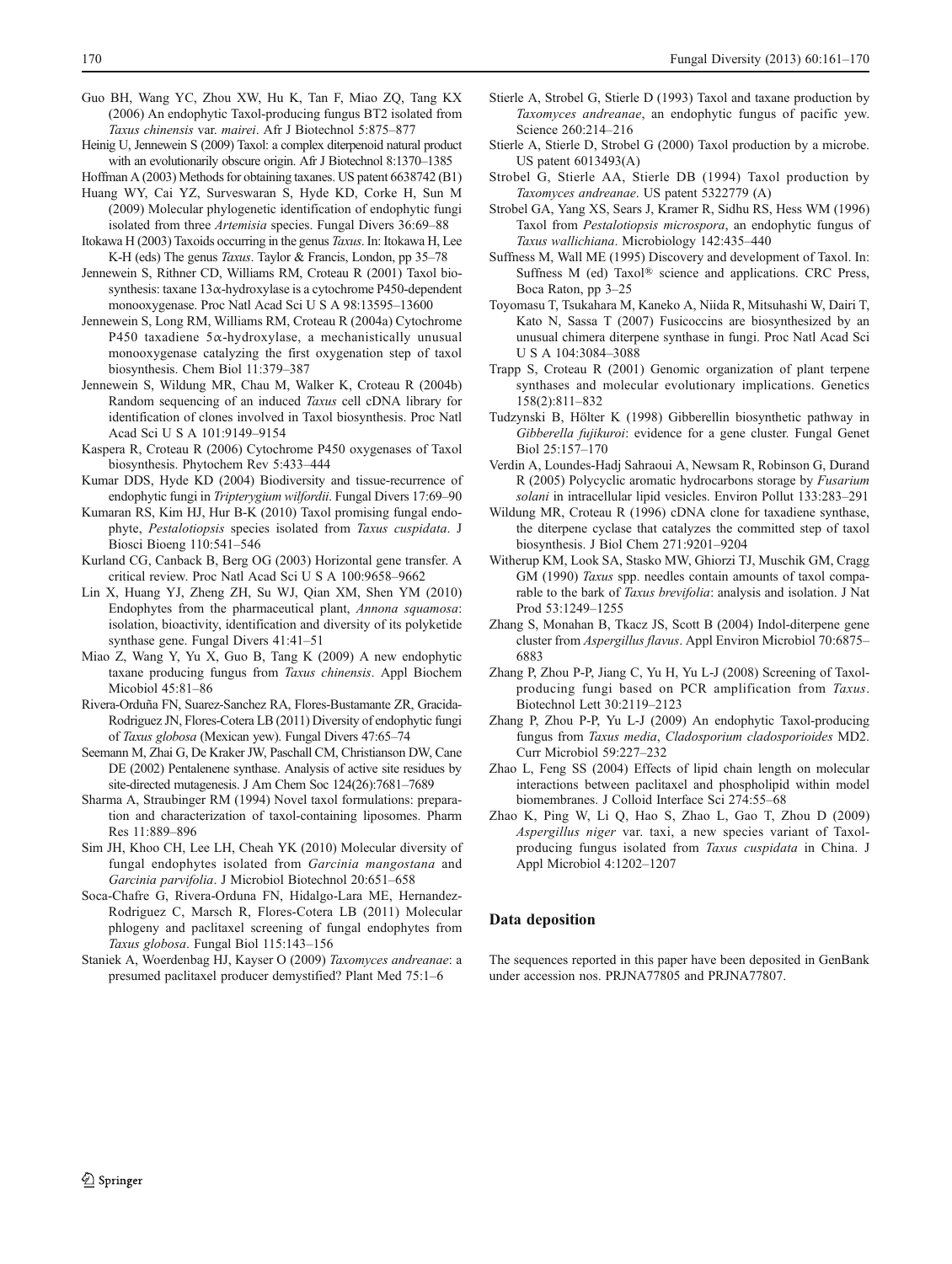Guo BH, Wang YC, Zhou XW, Hu K, Tan F, Miao ZQ, Tang KX (2006) An endophytic Taxol-producing fungus BT2 isolated from *Taxus chinensis* var. *mairei*. Afr J Biotechnol 5:875–877

Heinig U, Jennewein S (2009) Taxol: a complex diterpenoid natural product with an evolutionarily obscure origin. Afr J Biotechnol 8:1370–1385

Hoffman A (2003) Methods for obtaining taxanes. US patent 6638742 (B1)

Huang WY, Cai YZ, Surveswaran S, Hyde KD, Corke H, Sun M (2009) Molecular phylogenetic identification of endophytic fungi isolated from three *Artemisia* species. Fungal Divers 36:69–88

Itokawa H (2003) Taxoids occurring in the genus *Taxus*. In: Itokawa H, Lee K-H (eds) The genus *Taxus*. Taylor & Francis, London, pp 35–78

Jennewein S, Rithner CD, Williams RM, Croteau R (2001) Taxol biosynthesis: taxane 13α-hydroxylase is a cytochrome P450-dependent monooxygenase. Proc Natl Acad Sci U S A 98:13595–13600

Jennewein S, Long RM, Williams RM, Croteau R (2004a) Cytochrome P450 taxadiene 5α-hydroxylase, a mechanistically unusual monooxygenase catalyzing the first oxygenation step of taxol biosynthesis. Chem Biol 11:379–387

Jennewein S, Wildung MR, Chau M, Walker K, Croteau R (2004b) Random sequencing of an induced *Taxus* cell cDNA library for identification of clones involved in Taxol biosynthesis. Proc Natl Acad Sci U S A 101:9149–9154

Kaspera R, Croteau R (2006) Cytochrome P450 oxygenases of Taxol biosynthesis. Phytochem Rev 5:433–444

Kumar DDS, Hyde KD (2004) Biodiversity and tissue-recurrence of endophytic fungi in *Tripterygium wilfordii*. Fungal Divers 17:69–90

Kumaran RS, Kim HJ, Hur B-K (2010) Taxol promising fungal endophyte, *Pestalotiopsis* species isolated from *Taxus cuspidata*. J Biosci Bioeng 110:541–546

Kurland CG, Canback B, Berg OG (2003) Horizontal gene transfer. A critical review. Proc Natl Acad Sci U S A 100:9658–9662

Lin X, Huang YJ, Zheng ZH, Su WJ, Qian XM, Shen YM (2010) Endophytes from the pharmaceutical plant, *Annona squamosa*: isolation, bioactivity, identification and diversity of its polyketide synthase gene. Fungal Divers 41:41–51

Miao Z, Wang Y, Yu X, Guo B, Tang K (2009) A new endophytic taxane producing fungus from *Taxus chinensis*. Appl Biochem Micobiol 45:81–86

Rivera-Orduña FN, Suarez-Sanchez RA, Flores-Bustamante ZR, Gracida-Rodriguez JN, Flores-Cotera LB (2011) Diversity of endophytic fungi of *Taxus globosa* (Mexican yew). Fungal Divers 47:65–74

Seemann M, Zhai G, De Kraker JW, Paschall CM, Christianson DW, Cane DE (2002) Pentalenene synthase. Analysis of active site residues by site-directed mutagenesis. J Am Chem Soc 124(26):7681–7689

Sharma A, Straubinger RM (1994) Novel taxol formulations: preparation and characterization of taxol-containing liposomes. Pharm Res 11:889–896

Sim JH, Khoo CH, Lee LH, Cheah YK (2010) Molecular diversity of fungal endophytes isolated from *Garcinia mangostana* and *Garcinia parvifolia*. J Microbiol Biotechnol 20:651–658

Soca-Chafre G, Rivera-Orduna FN, Hidalgo-Lara ME, Hernandez-Rodriguez C, Marsch R, Flores-Cotera LB (2011) Molecular phlogeny and paclitaxel screening of fungal endophytes from *Taxus globosa*. Fungal Biol 115:143–156

Staniek A, Woerdenbag HJ, Kayser O (2009) *Taxomyces andreanae*: a presumed paclitaxel producer demystified? Plant Med 75:1–6

Stierle A, Strobel G, Stierle D (1993) Taxol and taxane production by *Taxomyces andreanae*, an endophytic fungus of pacific yew. Science 260:214–216

Stierle A, Stierle D, Strobel G (2000) Taxol production by a microbe. US patent 6013493(A)

Strobel G, Stierle AA, Stierle DB (1994) Taxol production by *Taxomyces andreanae*. US patent 5322779 (A)

Strobel GA, Yang XS, Sears J, Kramer R, Sidhu RS, Hess WM (1996) Taxol from *Pestalotiopsis microspora*, an endophytic fungus of *Taxus wallichiana*. Microbiology 142:435–440

Suffness M, Wall ME (1995) Discovery and development of Taxol. In: Suffness M (ed) Taxol® science and applications. CRC Press, Boca Raton, pp 3–25

Toyomasu T, Tsukahara M, Kaneko A, Niida R, Mitsuhashi W, Dairi T, Kato N, Sassa T (2007) Fusicoccins are biosynthesized by an unusual chimera diterpene synthase in fungi. Proc Natl Acad Sci U S A 104:3084–3088

Trapp S, Croteau R (2001) Genomic organization of plant terpene synthases and molecular evolutionary implications. Genetics 158(2):811–832

Tudzynski B, Hölter K (1998) Gibberellin biosynthetic pathway in *Gibberella fujikuroi*: evidence for a gene cluster. Fungal Genet Biol 25:157–170

Verdin A, Loundes-Hadj Sahraoui A, Newsam R, Robinson G, Durand R (2005) Polycyclic aromatic hydrocarbons storage by *Fusarium solani* in intracellular lipid vesicles. Environ Pollut 133:283–291

Wildung MR, Croteau R (1996) cDNA clone for taxadiene synthase, the diterpene cyclase that catalyzes the committed step of taxol biosynthesis. J Biol Chem 271:9201–9204

Witherup KM, Look SA, Stasko MW, Ghiorzi TJ, Muschik GM, Cragg GM (1990) *Taxus* spp. needles contain amounts of taxol comparable to the bark of *Taxus brevifolia*: analysis and isolation. J Nat Prod 53:1249–1255

Zhang S, Monahan B, Tkacz JS, Scott B (2004) Indol-diterpene gene cluster from *Aspergillus flavus*. Appl Environ Microbiol 70:6875–6883

Zhang P, Zhou P-P, Jiang C, Yu H, Yu L-J (2008) Screening of Taxol-producing fungi based on PCR amplification from *Taxus*. Biotechnol Lett 30:2119–2123

Zhang P, Zhou P-P, Yu L-J (2009) An endophytic Taxol-producing fungus from *Taxus media*, *Cladosporium cladosporioides* MD2. Curr Microbiol 59:227–232

Zhao L, Feng SS (2004) Effects of lipid chain length on molecular interactions between paclitaxel and phospholipid within model biomembranes. J Colloid Interface Sci 274:55–68

Zhao K, Ping W, Li Q, Hao S, Zhao L, Gao T, Zhou D (2009) *Aspergillus niger* var. taxi, a new species variant of Taxol-producing fungus isolated from *Taxus cuspidata* in China. J Appl Microbiol 4:1202–1207

## Data deposition

The sequences reported in this paper have been deposited in GenBank under accession nos. PRJNA77805 and PRJNA77807.